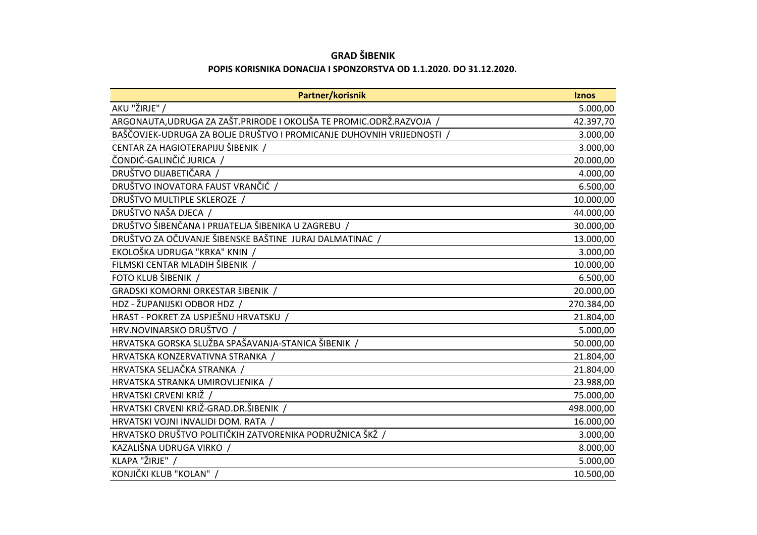**GRAD ŠIBENIK**

**POPIS KORISNIKA DONACIJA I SPONZORSTVA OD 1.1.2020. DO 31.12.2020.**

| Partner/korisnik | Iznos |
|---|---|
| AKU "ŽIRJE" / | 5.000,00 |
| ARGONAUTA,UDRUGA ZA ZAŠT.PRIRODE I OKOLIŠA TE PROMIC.ODRŽ.RAZVOJA / | 42.397,70 |
| BAŠČOVJEK-UDRUGA ZA BOLJE DRUŠTVO I PROMICANJE DUHOVNIH VRIJEDNOSTI / | 3.000,00 |
| CENTAR ZA HAGIOTERAPIJU ŠIBENIK / | 3.000,00 |
| ČONDIĆ-GALINČIĆ JURICA / | 20.000,00 |
| DRUŠTVO DIJABETIČARA / | 4.000,00 |
| DRUŠTVO INOVATORA FAUST VRANČIĆ / | 6.500,00 |
| DRUŠTVO MULTIPLE SKLEROZE / | 10.000,00 |
| DRUŠTVO NAŠA DJECA / | 44.000,00 |
| DRUŠTVO ŠIBENČANA I PRIJATELJA ŠIBENIKA U ZAGREBU / | 30.000,00 |
| DRUŠTVO ZA OČUVANJE ŠIBENSKE BAŠTINE JURAJ DALMATINAC / | 13.000,00 |
| EKOLOŠKA UDRUGA "KRKA" KNIN / | 3.000,00 |
| FILMSKI CENTAR MLADIH ŠIBENIK / | 10.000,00 |
| FOTO KLUB ŠIBENIK / | 6.500,00 |
| GRADSKI KOMORNI ORKESTAR šIBENIK / | 20.000,00 |
| HDZ - ŽUPANIJSKI ODBOR HDZ / | 270.384,00 |
| HRAST - POKRET ZA USPJEŠNU HRVATSKU / | 21.804,00 |
| HRV.NOVINARSKO DRUŠTVO / | 5.000,00 |
| HRVATSKA GORSKA SLUŽBA SPAŠAVANJA-STANICA ŠIBENIK / | 50.000,00 |
| HRVATSKA KONZERVATIVNA STRANKA / | 21.804,00 |
| HRVATSKA SELJAČKA STRANKA / | 21.804,00 |
| HRVATSKA STRANKA UMIROVLJENIKA / | 23.988,00 |
| HRVATSKI CRVENI KRIŽ / | 75.000,00 |
| HRVATSKI CRVENI KRIŽ-GRAD.DR.ŠIBENIK / | 498.000,00 |
| HRVATSKI VOJNI INVALIDI DOM. RATA / | 16.000,00 |
| HRVATSKO DRUŠTVO POLITIČKIH ZATVORENIKA PODRUŽNICA ŠKŽ / | 3.000,00 |
| KAZALIŠNA UDRUGA VIRKO / | 8.000,00 |
| KLAPA "ŽIRJE" / | 5.000,00 |
| KONJIČKI KLUB "KOLAN" / | 10.500,00 |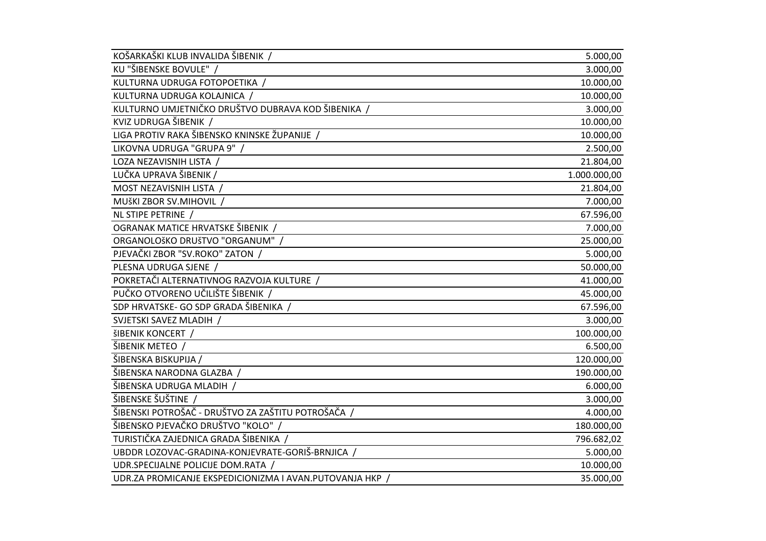| | |
|---|---|
| KOŠARKAŠKI KLUB INVALIDA ŠIBENIK / | 5.000,00 |
| KU "ŠIBENSKE BOVULE" / | 3.000,00 |
| KULTURNA UDRUGA FOTOPOETIKA / | 10.000,00 |
| KULTURNA UDRUGA KOLAJNICA / | 10.000,00 |
| KULTURNO UMJETNIČKO DRUŠTVO DUBRAVA KOD ŠIBENIKA / | 3.000,00 |
| KVIZ UDRUGA ŠIBENIK / | 10.000,00 |
| LIGA PROTIV RAKA ŠIBENSKO KNINSKE ŽUPANIJE / | 10.000,00 |
| LIKOVNA UDRUGA "GRUPA 9" / | 2.500,00 |
| LOZA NEZAVISNIH LISTA / | 21.804,00 |
| LUČKA UPRAVA ŠIBENIK / | 1.000.000,00 |
| MOST NEZAVISNIH LISTA / | 21.804,00 |
| MUŠKI ZBOR SV.MIHOVIL / | 7.000,00 |
| NL STIPE PETRINE / | 67.596,00 |
| OGRANAK MATICE HRVATSKE ŠIBENIK / | 7.000,00 |
| ORGANOLOšKO DRUšTVO "ORGANUM" / | 25.000,00 |
| PJEVAČKI ZBOR "SV.ROKO" ZATON / | 5.000,00 |
| PLESNA UDRUGA SJENE / | 50.000,00 |
| POKRETAČI ALTERNATIVNOG RAZVOJA KULTURE / | 41.000,00 |
| PUČKO OTVORENO UČILIŠTE ŠIBENIK / | 45.000,00 |
| SDP HRVATSKE- GO SDP GRADA ŠIBENIKA / | 67.596,00 |
| SVJETSKI SAVEZ MLADIH / | 3.000,00 |
| šIBENIK KONCERT / | 100.000,00 |
| ŠIBENIK METEO / | 6.500,00 |
| ŠIBENSKA BISKUPIJA / | 120.000,00 |
| ŠIBENSKA NARODNA GLAZBA / | 190.000,00 |
| ŠIBENSKA UDRUGA MLADIH / | 6.000,00 |
| ŠIBENSKE ŠUŠTINE / | 3.000,00 |
| ŠIBENSKI POTROŠAČ - DRUŠTVO ZA ZAŠTITU POTROŠAČA / | 4.000,00 |
| ŠIBENSKO PJEVAČKO DRUŠTVO "KOLO" / | 180.000,00 |
| TURISTIČKA ZAJEDNICA GRADA ŠIBENIKA / | 796.682,02 |
| UBDDR LOZOVAC-GRADINA-KONJEVRATE-GORIŠ-BRNJICA / | 5.000,00 |
| UDR.SPECIJALNE POLICIJE DOM.RATA / | 10.000,00 |
| UDR.ZA PROMICANJE EKSPEDICIONIZMA I AVAN.PUTOVANJA HKP / | 35.000,00 |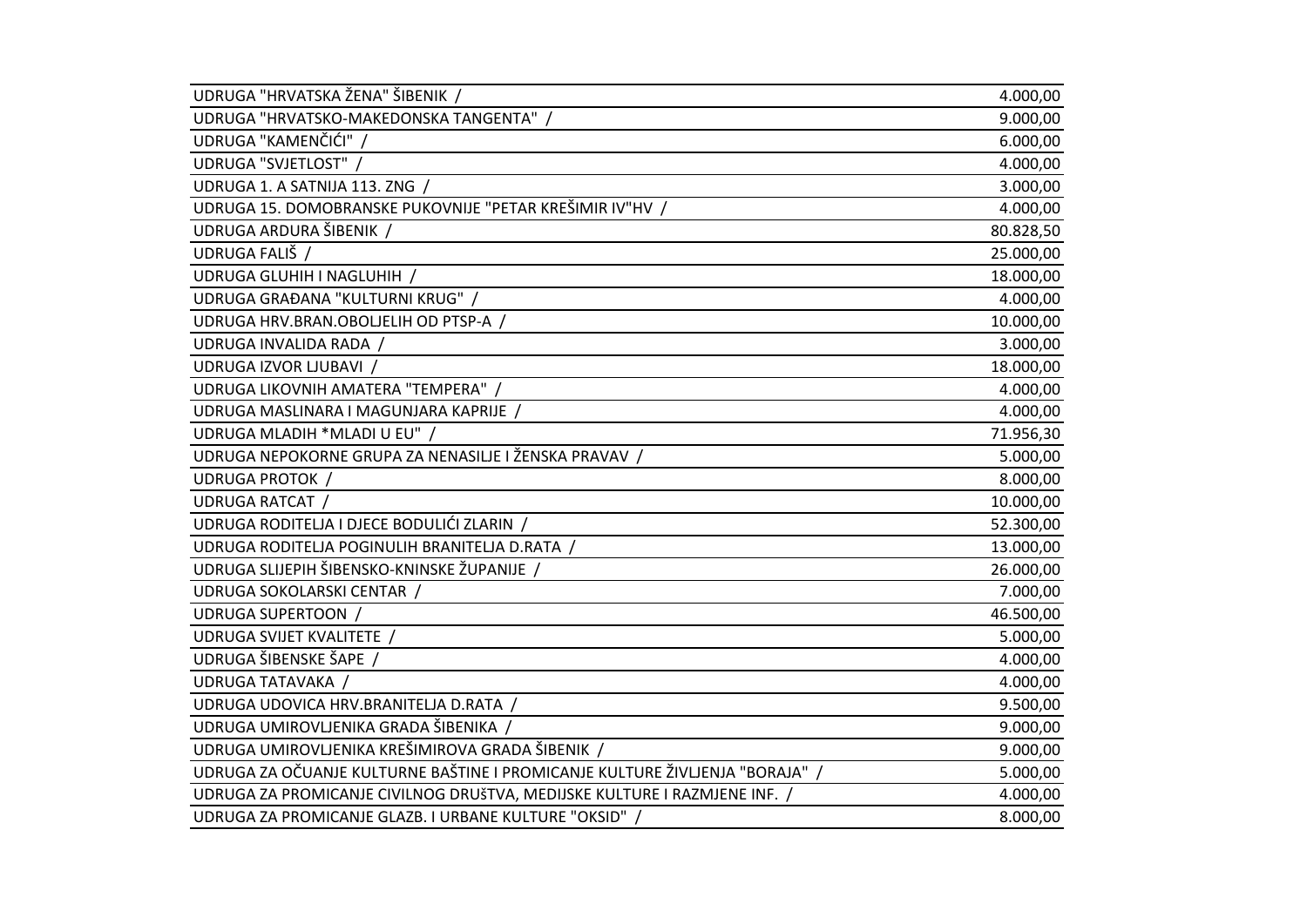| | |
|---|---|
| UDRUGA "HRVATSKA ŽENA" ŠIBENIK / | 4.000,00 |
| UDRUGA "HRVATSKO-MAKEDONSKA TANGENTA" / | 9.000,00 |
| UDRUGA "KAMENČIĆI" / | 6.000,00 |
| UDRUGA "SVJETLOST" / | 4.000,00 |
| UDRUGA 1. A SATNIJA 113. ZNG / | 3.000,00 |
| UDRUGA 15. DOMOBRANSKE PUKOVNIJE "PETAR KREŠIMIR IV"HV / | 4.000,00 |
| UDRUGA ARDURA ŠIBENIK / | 80.828,50 |
| UDRUGA FALIŠ / | 25.000,00 |
| UDRUGA GLUHIH I NAGLUHIH / | 18.000,00 |
| UDRUGA GRAĐANA "KULTURNI KRUG" / | 4.000,00 |
| UDRUGA HRV.BRAN.OBOLJELIH OD PTSP-A / | 10.000,00 |
| UDRUGA INVALIDA RADA / | 3.000,00 |
| UDRUGA IZVOR LJUBAVI / | 18.000,00 |
| UDRUGA LIKOVNIH AMATERA "TEMPERA" / | 4.000,00 |
| UDRUGA MASLINARA I MAGUNJARA KAPRIJE / | 4.000,00 |
| UDRUGA MLADIH *MLADI U EU" / | 71.956,30 |
| UDRUGA NEPOKORNE GRUPA ZA NENASILJE I ŽENSKA PRAVAV / | 5.000,00 |
| UDRUGA PROTOK / | 8.000,00 |
| UDRUGA RATCAT / | 10.000,00 |
| UDRUGA RODITELJA I DJECE BODULIĆI ZLARIN / | 52.300,00 |
| UDRUGA RODITELJA POGINULIH BRANITELJA D.RATA / | 13.000,00 |
| UDRUGA SLIJEPIH ŠIBENSKO-KNINSKE ŽUPANIJE / | 26.000,00 |
| UDRUGA SOKOLARSKI CENTAR / | 7.000,00 |
| UDRUGA SUPERTOON / | 46.500,00 |
| UDRUGA SVIJET KVALITETE / | 5.000,00 |
| UDRUGA ŠIBENSKE ŠAPE / | 4.000,00 |
| UDRUGA TATAVAKA / | 4.000,00 |
| UDRUGA UDOVICA HRV.BRANITELJA D.RATA / | 9.500,00 |
| UDRUGA UMIROVLJENIKA GRADA ŠIBENIKA / | 9.000,00 |
| UDRUGA UMIROVLJENIKA KREŠIMIROVA GRADA ŠIBENIK / | 9.000,00 |
| UDRUGA ZA OČUANJE KULTURNE BAŠTINE I PROMICANJE KULTURE ŽIVLJENJA "BORAJA" / | 5.000,00 |
| UDRUGA ZA PROMICANJE CIVILNOG DRUšTVA, MEDIJSKE KULTURE I RAZMJENE INF. / | 4.000,00 |
| UDRUGA ZA PROMICANJE GLAZB. I URBANE KULTURE "OKSID" / | 8.000,00 |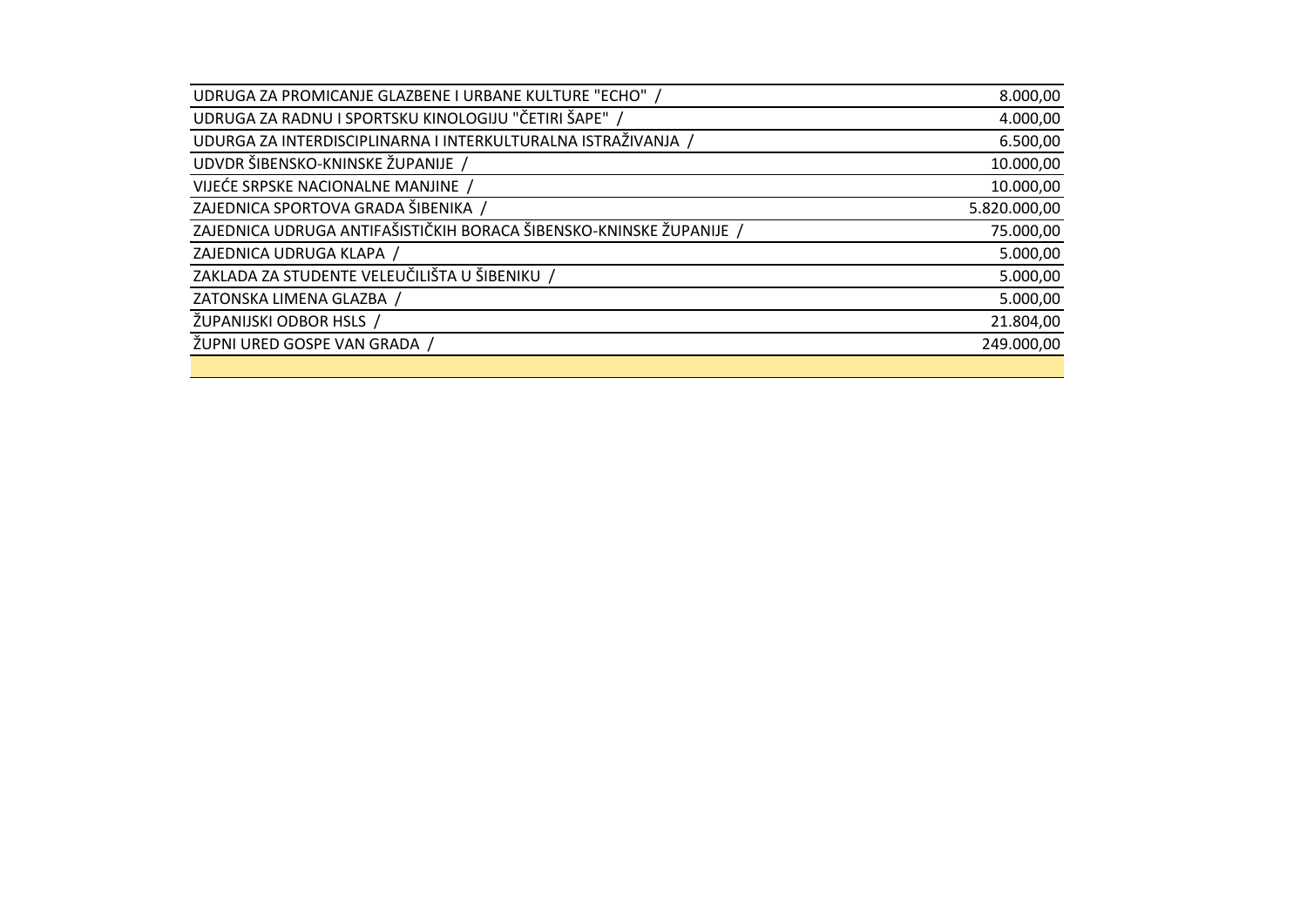| | |
|---|---|
| UDRUGA ZA PROMICANJE GLAZBENE I URBANE KULTURE "ECHO" / | 8.000,00 |
| UDRUGA ZA RADNU I SPORTSKU KINOLOGIJU "ČETIRI ŠAPE" / | 4.000,00 |
| UDURGA ZA INTERDISCIPLINARNA I INTERKULTURALNA ISTRAŽIVANJA / | 6.500,00 |
| UDVDR ŠIBENSKO-KNINSKE ŽUPANIJE / | 10.000,00 |
| VIJEĆE SRPSKE NACIONALNE MANJINE / | 10.000,00 |
| ZAJEDNICA SPORTOVA GRADA ŠIBENIKA / | 5.820.000,00 |
| ZAJEDNICA UDRUGA ANTIFAŠISTIČKIH BORACA ŠIBENSKO-KNINSKE ŽUPANIJE / | 75.000,00 |
| ZAJEDNICA UDRUGA KLAPA / | 5.000,00 |
| ZAKLADA ZA STUDENTE VELEUČILIŠTA U ŠIBENIKU / | 5.000,00 |
| ZATONSKA LIMENA GLAZBA / | 5.000,00 |
| ŽUPANIJSKI ODBOR HSLS / | 21.804,00 |
| ŽUPNI URED GOSPE VAN GRADA / | 249.000,00 |
| | |